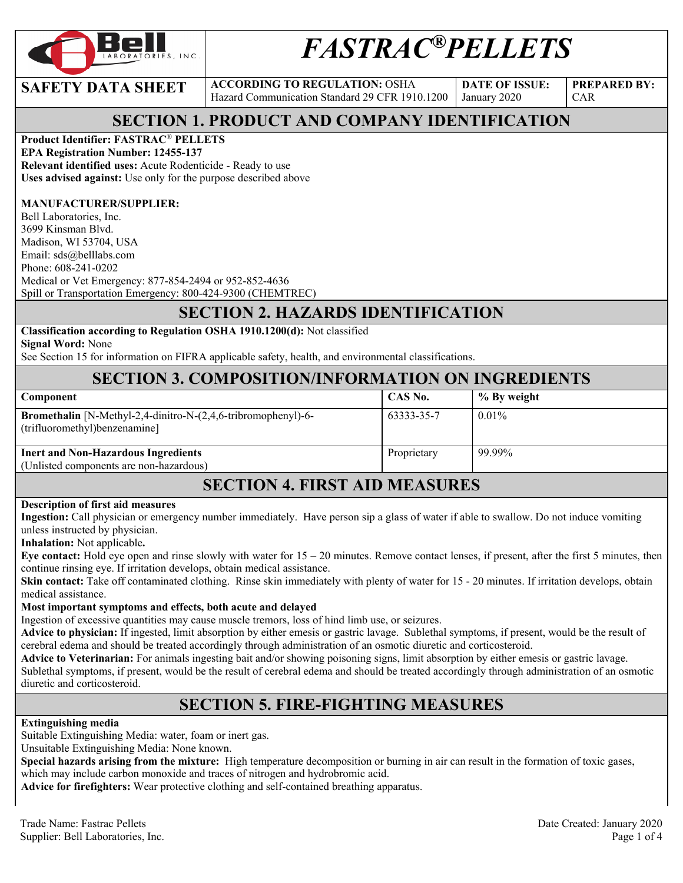# FASTRAC® PELLETS

| SAFETY DATA SHEET | ACCORDING TO REGULATION: OSHA Hazard Communication Standard 29 CFR 1910.1200 | DATE OF ISSUE: January 2020 | PREPARED BY: CAR |
|---|---|---|---|

## SECTION 1. PRODUCT AND COMPANY IDENTIFICATION

**Product Identifier: FASTRAC® PELLETS**
**EPA Registration Number: 12455-137**
**Relevant identified uses:** Acute Rodenticide - Ready to use
**Uses advised against:** Use only for the purpose described above

**MANUFACTURER/SUPPLIER:**
Bell Laboratories, Inc.
3699 Kinsman Blvd.
Madison, WI 53704, USA
Email: sds@belllabs.com
Phone: 608-241-0202
Medical or Vet Emergency: 877-854-2494 or 952-852-4636
Spill or Transportation Emergency: 800-424-9300 (CHEMTREC)

## SECTION 2. HAZARDS IDENTIFICATION

**Classification according to Regulation OSHA 1910.1200(d):** Not classified
**Signal Word:** None
See Section 15 for information on FIFRA applicable safety, health, and environmental classifications.

## SECTION 3. COMPOSITION/INFORMATION ON INGREDIENTS

| Component | CAS No. | % By weight |
|---|---|---|
| **Bromethalin** [N-Methyl-2,4-dinitro-N-(2,4,6-tribromophenyl)-6-(trifluoromethyl)benzenamine] | 63333-35-7 | 0.01% |
| **Inert and Non-Hazardous Ingredients** (Unlisted components are non-hazardous) | Proprietary | 99.99% |

## SECTION 4. FIRST AID MEASURES

**Description of first aid measures**
**Ingestion:** Call physician or emergency number immediately. Have person sip a glass of water if able to swallow. Do not induce vomiting unless instructed by physician.
**Inhalation:** Not applicable**.**
**Eye contact:** Hold eye open and rinse slowly with water for 15 – 20 minutes. Remove contact lenses, if present, after the first 5 minutes, then continue rinsing eye. If irritation develops, obtain medical assistance.
**Skin contact:** Take off contaminated clothing. Rinse skin immediately with plenty of water for 15 - 20 minutes. If irritation develops, obtain medical assistance.
**Most important symptoms and effects, both acute and delayed**
Ingestion of excessive quantities may cause muscle tremors, loss of hind limb use, or seizures.
**Advice to physician:** If ingested, limit absorption by either emesis or gastric lavage. Sublethal symptoms, if present, would be the result of cerebral edema and should be treated accordingly through administration of an osmotic diuretic and corticosteroid.
**Advice to Veterinarian:** For animals ingesting bait and/or showing poisoning signs, limit absorption by either emesis or gastric lavage. Sublethal symptoms, if present, would be the result of cerebral edema and should be treated accordingly through administration of an osmotic diuretic and corticosteroid.

## SECTION 5. FIRE-FIGHTING MEASURES

**Extinguishing media**
Suitable Extinguishing Media: water, foam or inert gas.
Unsuitable Extinguishing Media: None known.
**Special hazards arising from the mixture:** High temperature decomposition or burning in air can result in the formation of toxic gases, which may include carbon monoxide and traces of nitrogen and hydrobromic acid.
**Advice for firefighters:** Wear protective clothing and self-contained breathing apparatus.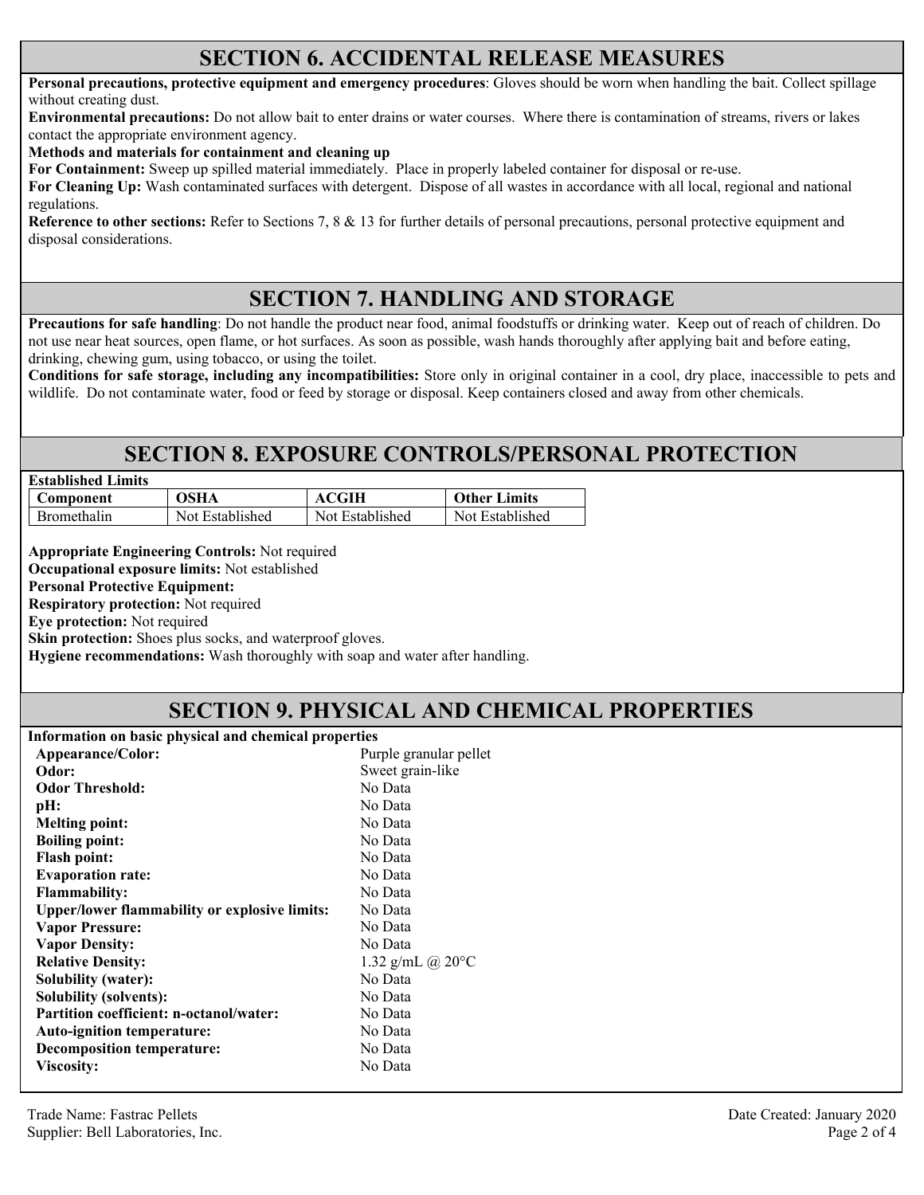## SECTION 6. ACCIDENTAL RELEASE MEASURES

**Personal precautions, protective equipment and emergency procedures**: Gloves should be worn when handling the bait. Collect spillage without creating dust.

**Environmental precautions:** Do not allow bait to enter drains or water courses. Where there is contamination of streams, rivers or lakes contact the appropriate environment agency.

**Methods and materials for containment and cleaning up**

**For Containment:** Sweep up spilled material immediately. Place in properly labeled container for disposal or re-use.

**For Cleaning Up:** Wash contaminated surfaces with detergent. Dispose of all wastes in accordance with all local, regional and national regulations.

**Reference to other sections:** Refer to Sections 7, 8 & 13 for further details of personal precautions, personal protective equipment and disposal considerations.

## SECTION 7. HANDLING AND STORAGE

**Precautions for safe handling**: Do not handle the product near food, animal foodstuffs or drinking water. Keep out of reach of children. Do not use near heat sources, open flame, or hot surfaces. As soon as possible, wash hands thoroughly after applying bait and before eating, drinking, chewing gum, using tobacco, or using the toilet.

**Conditions for safe storage, including any incompatibilities:** Store only in original container in a cool, dry place, inaccessible to pets and wildlife. Do not contaminate water, food or feed by storage or disposal. Keep containers closed and away from other chemicals.

## SECTION 8. EXPOSURE CONTROLS/PERSONAL PROTECTION

**Established Limits**

| Component | OSHA | ACGIH | Other Limits |
|---|---|---|---|
| Bromethalin | Not Established | Not Established | Not Established |

**Appropriate Engineering Controls:** Not required

**Occupational exposure limits:** Not established

**Personal Protective Equipment:**

**Respiratory protection:** Not required

**Eye protection:** Not required

**Skin protection:** Shoes plus socks, and waterproof gloves.

**Hygiene recommendations:** Wash thoroughly with soap and water after handling.

## SECTION 9. PHYSICAL AND CHEMICAL PROPERTIES

**Information on basic physical and chemical properties**

| | |
|---|---|
| **Appearance/Color:** | Purple granular pellet |
| **Odor:** | Sweet grain-like |
| **Odor Threshold:** | No Data |
| **pH:** | No Data |
| **Melting point:** | No Data |
| **Boiling point:** | No Data |
| **Flash point:** | No Data |
| **Evaporation rate:** | No Data |
| **Flammability:** | No Data |
| **Upper/lower flammability or explosive limits:** | No Data |
| **Vapor Pressure:** | No Data |
| **Vapor Density:** | No Data |
| **Relative Density:** | 1.32 g/mL @ 20°C |
| **Solubility (water):** | No Data |
| **Solubility (solvents):** | No Data |
| **Partition coefficient: n-octanol/water:** | No Data |
| **Auto-ignition temperature:** | No Data |
| **Decomposition temperature:** | No Data |
| **Viscosity:** | No Data |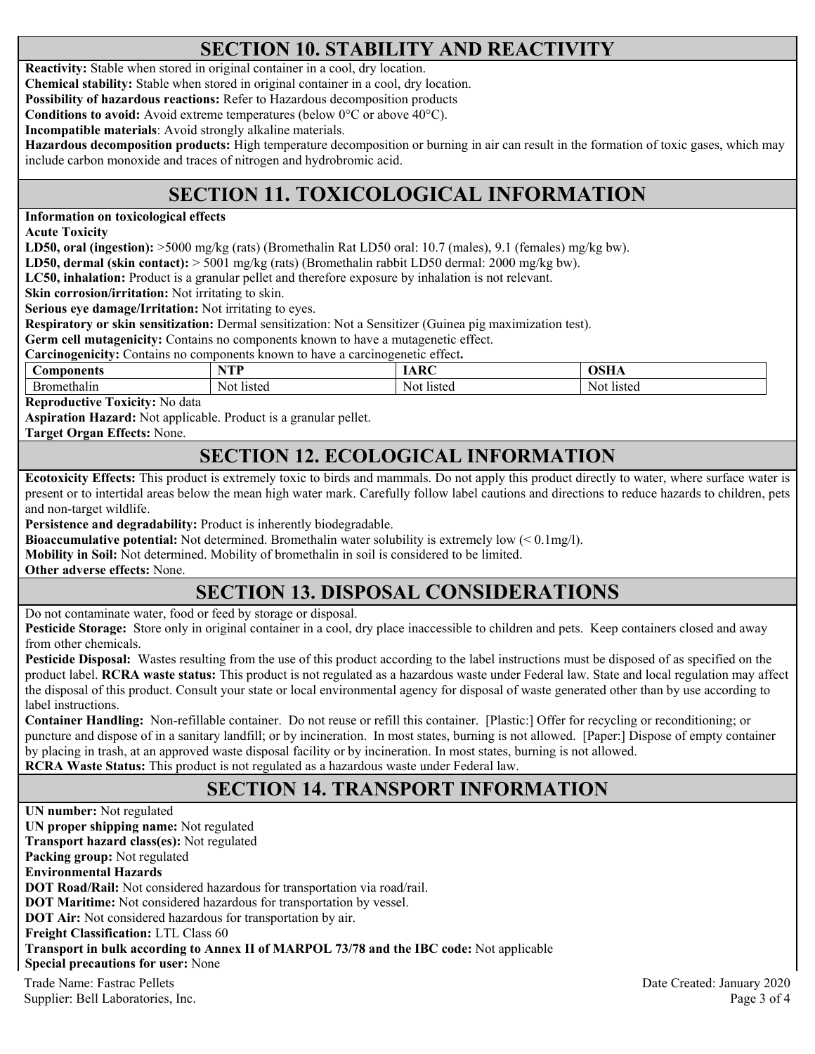## SECTION 10. STABILITY AND REACTIVITY

**Reactivity:** Stable when stored in original container in a cool, dry location.

**Chemical stability:** Stable when stored in original container in a cool, dry location.

**Possibility of hazardous reactions:** Refer to Hazardous decomposition products

**Conditions to avoid:** Avoid extreme temperatures (below 0°C or above 40°C).

**Incompatible materials**: Avoid strongly alkaline materials.

**Hazardous decomposition products:** High temperature decomposition or burning in air can result in the formation of toxic gases, which may include carbon monoxide and traces of nitrogen and hydrobromic acid.

## SECTION 11. TOXICOLOGICAL INFORMATION

**Information on toxicological effects**

**Acute Toxicity**

**LD50, oral (ingestion):** >5000 mg/kg (rats) (Bromethalin Rat LD50 oral: 10.7 (males), 9.1 (females) mg/kg bw).

**LD50, dermal (skin contact):** > 5001 mg/kg (rats) (Bromethalin rabbit LD50 dermal: 2000 mg/kg bw).

**LC50, inhalation:** Product is a granular pellet and therefore exposure by inhalation is not relevant.

**Skin corrosion/irritation:** Not irritating to skin.

**Serious eye damage/Irritation:** Not irritating to eyes.

**Respiratory or skin sensitization:** Dermal sensitization: Not a Sensitizer (Guinea pig maximization test).

**Germ cell mutagenicity:** Contains no components known to have a mutagenetic effect.

**Carcinogenicity:** Contains no components known to have a carcinogenetic effect**.**

| Components | NTP | IARC | OSHA |
|---|---|---|---|
| Bromethalin | Not listed | Not listed | Not listed |

**Reproductive Toxicity:** No data

**Aspiration Hazard:** Not applicable. Product is a granular pellet.

**Target Organ Effects:** None.

## SECTION 12. ECOLOGICAL INFORMATION

**Ecotoxicity Effects:** This product is extremely toxic to birds and mammals. Do not apply this product directly to water, where surface water is present or to intertidal areas below the mean high water mark. Carefully follow label cautions and directions to reduce hazards to children, pets and non-target wildlife.

**Persistence and degradability:** Product is inherently biodegradable.

**Bioaccumulative potential:** Not determined. Bromethalin water solubility is extremely low (< 0.1mg/l).

**Mobility in Soil:** Not determined. Mobility of bromethalin in soil is considered to be limited.

**Other adverse effects:** None.

## SECTION 13. DISPOSAL CONSIDERATIONS

Do not contaminate water, food or feed by storage or disposal.

**Pesticide Storage:** Store only in original container in a cool, dry place inaccessible to children and pets. Keep containers closed and away from other chemicals.

**Pesticide Disposal:** Wastes resulting from the use of this product according to the label instructions must be disposed of as specified on the product label. **RCRA waste status:** This product is not regulated as a hazardous waste under Federal law. State and local regulation may affect the disposal of this product. Consult your state or local environmental agency for disposal of waste generated other than by use according to label instructions.

**Container Handling:** Non-refillable container. Do not reuse or refill this container. [Plastic:] Offer for recycling or reconditioning; or puncture and dispose of in a sanitary landfill; or by incineration. In most states, burning is not allowed. [Paper:] Dispose of empty container by placing in trash, at an approved waste disposal facility or by incineration. In most states, burning is not allowed.

**RCRA Waste Status:** This product is not regulated as a hazardous waste under Federal law.

## SECTION 14. TRANSPORT INFORMATION

**UN number:** Not regulated

**UN proper shipping name:** Not regulated

**Transport hazard class(es):** Not regulated

**Packing group:** Not regulated

**Environmental Hazards**

**DOT Road/Rail:** Not considered hazardous for transportation via road/rail.

**DOT Maritime:** Not considered hazardous for transportation by vessel.

**DOT Air:** Not considered hazardous for transportation by air.

**Freight Classification:** LTL Class 60

**Transport in bulk according to Annex II of MARPOL 73/78 and the IBC code:** Not applicable

**Special precautions for user:** None

Trade Name: Fastrac Pellets
Supplier: Bell Laboratories, Inc.
Date Created: January 2020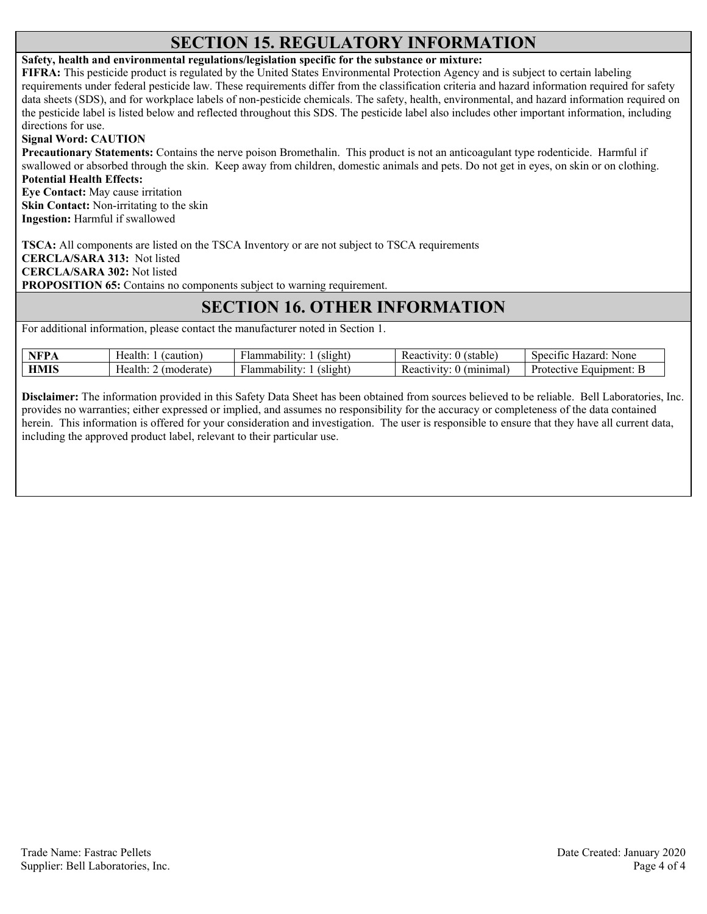## SECTION 15. REGULATORY INFORMATION

**Safety, health and environmental regulations/legislation specific for the substance or mixture:**

**FIFRA:** This pesticide product is regulated by the United States Environmental Protection Agency and is subject to certain labeling requirements under federal pesticide law. These requirements differ from the classification criteria and hazard information required for safety data sheets (SDS), and for workplace labels of non-pesticide chemicals. The safety, health, environmental, and hazard information required on the pesticide label is listed below and reflected throughout this SDS. The pesticide label also includes other important information, including directions for use.

**Signal Word: CAUTION**

**Precautionary Statements:** Contains the nerve poison Bromethalin. This product is not an anticoagulant type rodenticide. Harmful if swallowed or absorbed through the skin. Keep away from children, domestic animals and pets. Do not get in eyes, on skin or on clothing.

**Potential Health Effects:**

**Eye Contact:** May cause irritation

**Skin Contact:** Non-irritating to the skin

**Ingestion:** Harmful if swallowed

**TSCA:** All components are listed on the TSCA Inventory or are not subject to TSCA requirements

**CERCLA/SARA 313:** Not listed

**CERCLA/SARA 302:** Not listed

**PROPOSITION 65:** Contains no components subject to warning requirement.

## SECTION 16. OTHER INFORMATION

For additional information, please contact the manufacturer noted in Section 1.

| | | | | |
|---|---|---|---|---|
| **NFPA** | Health: 1 (caution) | Flammability: 1 (slight) | Reactivity: 0 (stable) | Specific Hazard: None |
| **HMIS** | Health: 2 (moderate) | Flammability: 1 (slight) | Reactivity: 0 (minimal) | Protective Equipment: B |

**Disclaimer:** The information provided in this Safety Data Sheet has been obtained from sources believed to be reliable. Bell Laboratories, Inc. provides no warranties; either expressed or implied, and assumes no responsibility for the accuracy or completeness of the data contained herein. This information is offered for your consideration and investigation. The user is responsible to ensure that they have all current data, including the approved product label, relevant to their particular use.